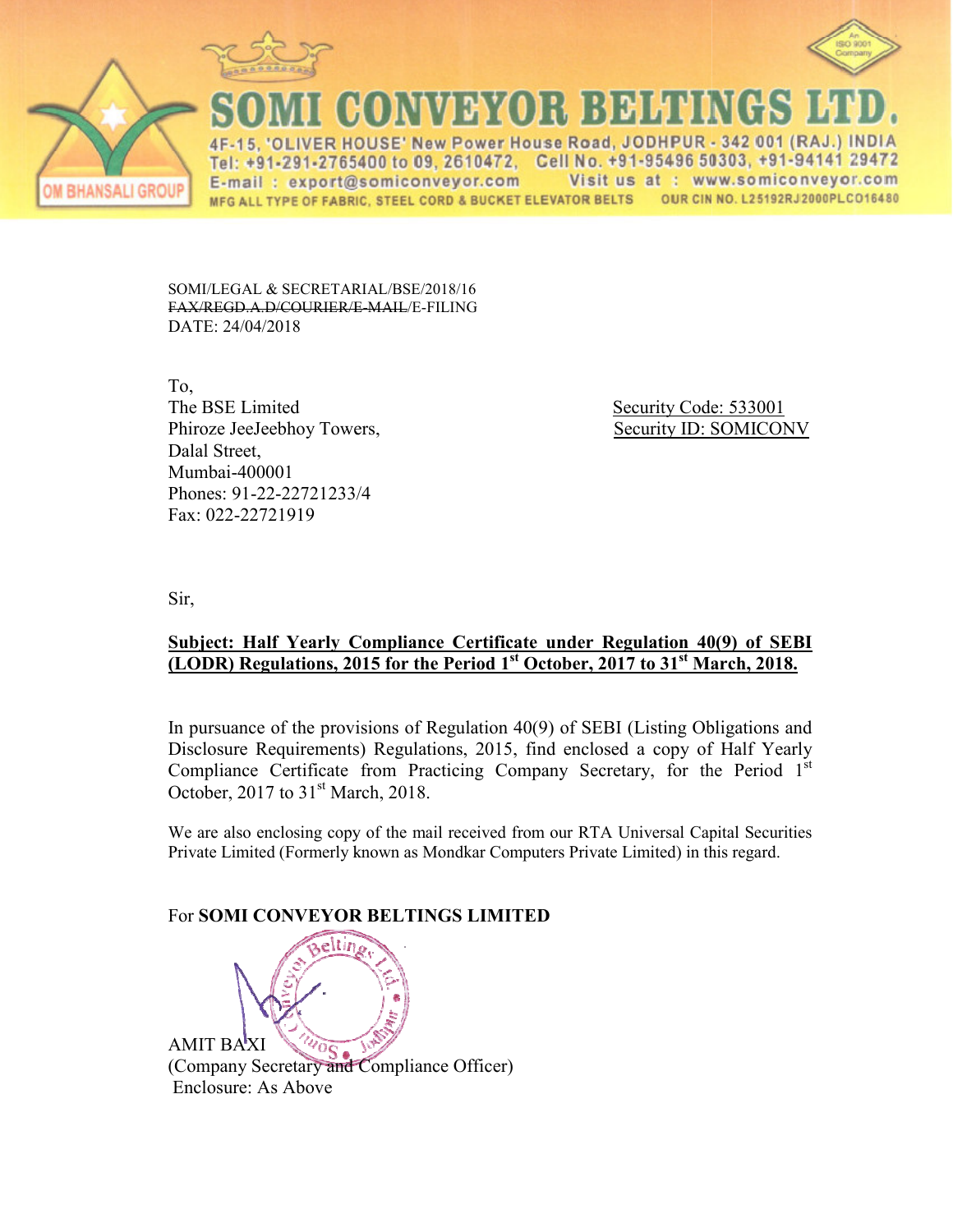# SOMI CONVEYOR BELTINGS LTD.

4F-15, 'OLIVER HOUSE' New Power House Road, JODHPUR - 342 001 (RAJ.) INDIA
Tel: +91-291-2765400 to 09, 2610472, Cell No. +91-95496 50303, +91-94141 29472
E-mail : export@somiconveyor.com Visit us at : www.somiconveyor.com
MFG ALL TYPE OF FABRIC, STEEL CORD & BUCKET ELEVATOR BELTS OUR CIN NO. L25192RJ2000PLC016480

OM BHANSALI GROUP

SOMI/LEGAL & SECRETARIAL/BSE/2018/16
~~FAX/REGD.A.D/COURIER/E-MAIL~~/E-FILING
DATE: 24/04/2018

To,
The BSE Limited
Phiroze JeeJeebhoy Towers,
Dalal Street,
Mumbai-400001
Phones: 91-22-22721233/4
Fax: 022-22721919

Security Code: 533001
Security ID: SOMICONV

Sir,

**Subject: Half Yearly Compliance Certificate under Regulation 40(9) of SEBI (LODR) Regulations, 2015 for the Period 1st October, 2017 to 31st March, 2018.**

In pursuance of the provisions of Regulation 40(9) of SEBI (Listing Obligations and Disclosure Requirements) Regulations, 2015, find enclosed a copy of Half Yearly Compliance Certificate from Practicing Company Secretary, for the Period 1st October, 2017 to 31st March, 2018.

We are also enclosing copy of the mail received from our RTA Universal Capital Securities Private Limited (Formerly known as Mondkar Computers Private Limited) in this regard.

For **SOMI CONVEYOR BELTINGS LIMITED**

AMIT BAXI
(Company Secretary and Compliance Officer)
Enclosure: As Above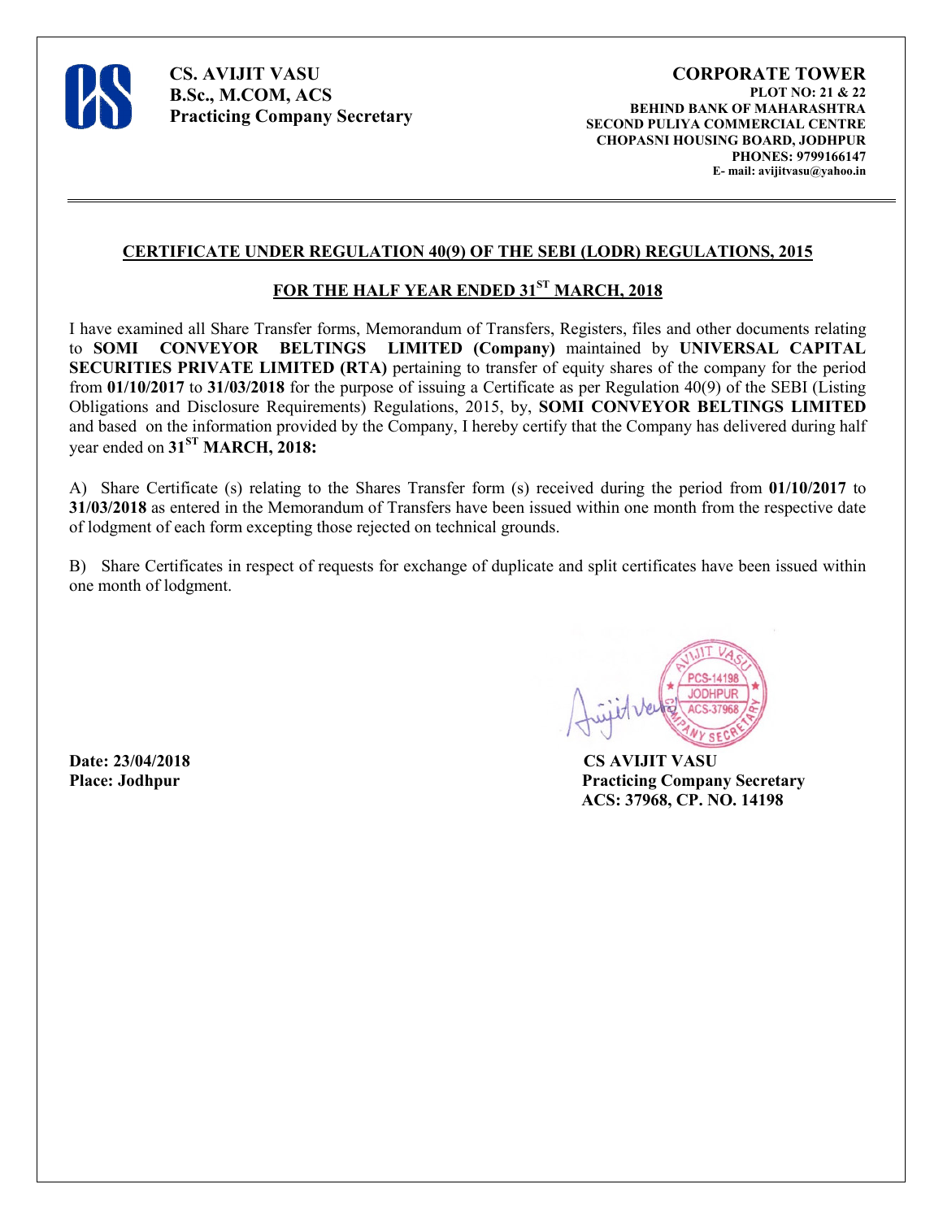**CS. AVIJIT VASU**
**B.Sc., M.COM, ACS**
**Practicing Company Secretary**

**CORPORATE TOWER**
**PLOT NO: 21 & 22**
**BEHIND BANK OF MAHARASHTRA**
**SECOND PULIYA COMMERCIAL CENTRE**
**CHOPASNI HOUSING BOARD, JODHPUR**
**PHONES: 9799166147**
**E- mail: avijitvasu@yahoo.in**

---

## CERTIFICATE UNDER REGULATION 40(9) OF THE SEBI (LODR) REGULATIONS, 2015

## FOR THE HALF YEAR ENDED 31ST MARCH, 2018

I have examined all Share Transfer forms, Memorandum of Transfers, Registers, files and other documents relating to **SOMI CONVEYOR BELTINGS LIMITED (Company)** maintained by **UNIVERSAL CAPITAL SECURITIES PRIVATE LIMITED (RTA)** pertaining to transfer of equity shares of the company for the period from **01/10/2017** to **31/03/2018** for the purpose of issuing a Certificate as per Regulation 40(9) of the SEBI (Listing Obligations and Disclosure Requirements) Regulations, 2015, by, **SOMI CONVEYOR BELTINGS LIMITED** and based on the information provided by the Company, I hereby certify that the Company has delivered during half year ended on **31ST MARCH, 2018:**

A) Share Certificate (s) relating to the Shares Transfer form (s) received during the period from **01/10/2017** to **31/03/2018** as entered in the Memorandum of Transfers have been issued within one month from the respective date of lodgment of each form excepting those rejected on technical grounds.

B) Share Certificates in respect of requests for exchange of duplicate and split certificates have been issued within one month of lodgment.

**Date: 23/04/2018**
**Place: Jodhpur**

**CS AVIJIT VASU**
**Practicing Company Secretary**
**ACS: 37968, CP. NO. 14198**